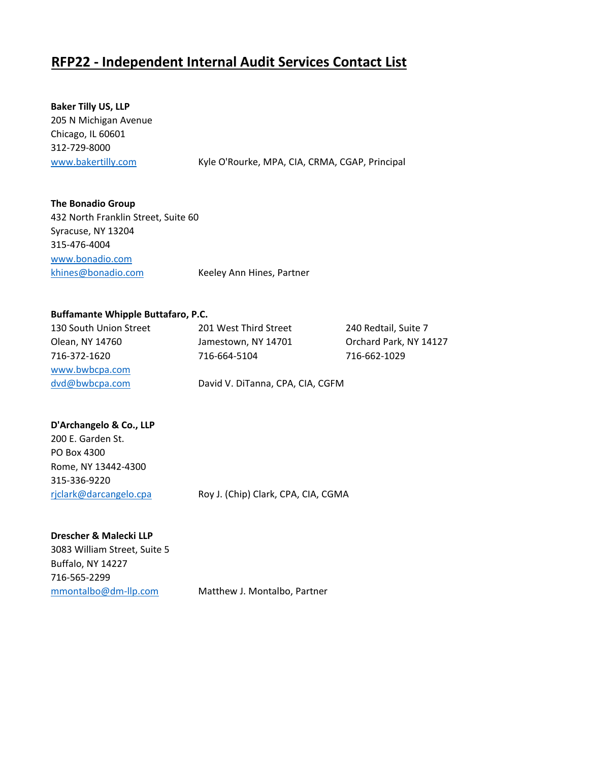# RFP22 - Independent Internal Audit Services Contact List

**Baker Tilly US, LLP**
205 N Michigan Avenue
Chicago, IL 60601
312-729-8000
www.bakertilly.com — Kyle O'Rourke, MPA, CIA, CRMA, CGAP, Principal

**The Bonadio Group**
432 North Franklin Street, Suite 60
Syracuse, NY 13204
315-476-4004
www.bonadio.com
khines@bonadio.com — Keeley Ann Hines, Partner

**Buffamante Whipple Buttafaro, P.C.**

130 South Union Street
Olean, NY 14760
716-372-1620

201 West Third Street
Jamestown, NY 14701
716-664-5104

240 Redtail, Suite 7
Orchard Park, NY 14127
716-662-1029

www.bwbcpa.com
dvd@bwbcpa.com — David V. DiTanna, CPA, CIA, CGFM

**D'Archangelo & Co., LLP**
200 E. Garden St.
PO Box 4300
Rome, NY 13442-4300
315-336-9220
rjclark@darcangelo.cpa — Roy J. (Chip) Clark, CPA, CIA, CGMA

**Drescher & Malecki LLP**
3083 William Street, Suite 5
Buffalo, NY 14227
716-565-2299
mmontalbo@dm-llp.com — Matthew J. Montalbo, Partner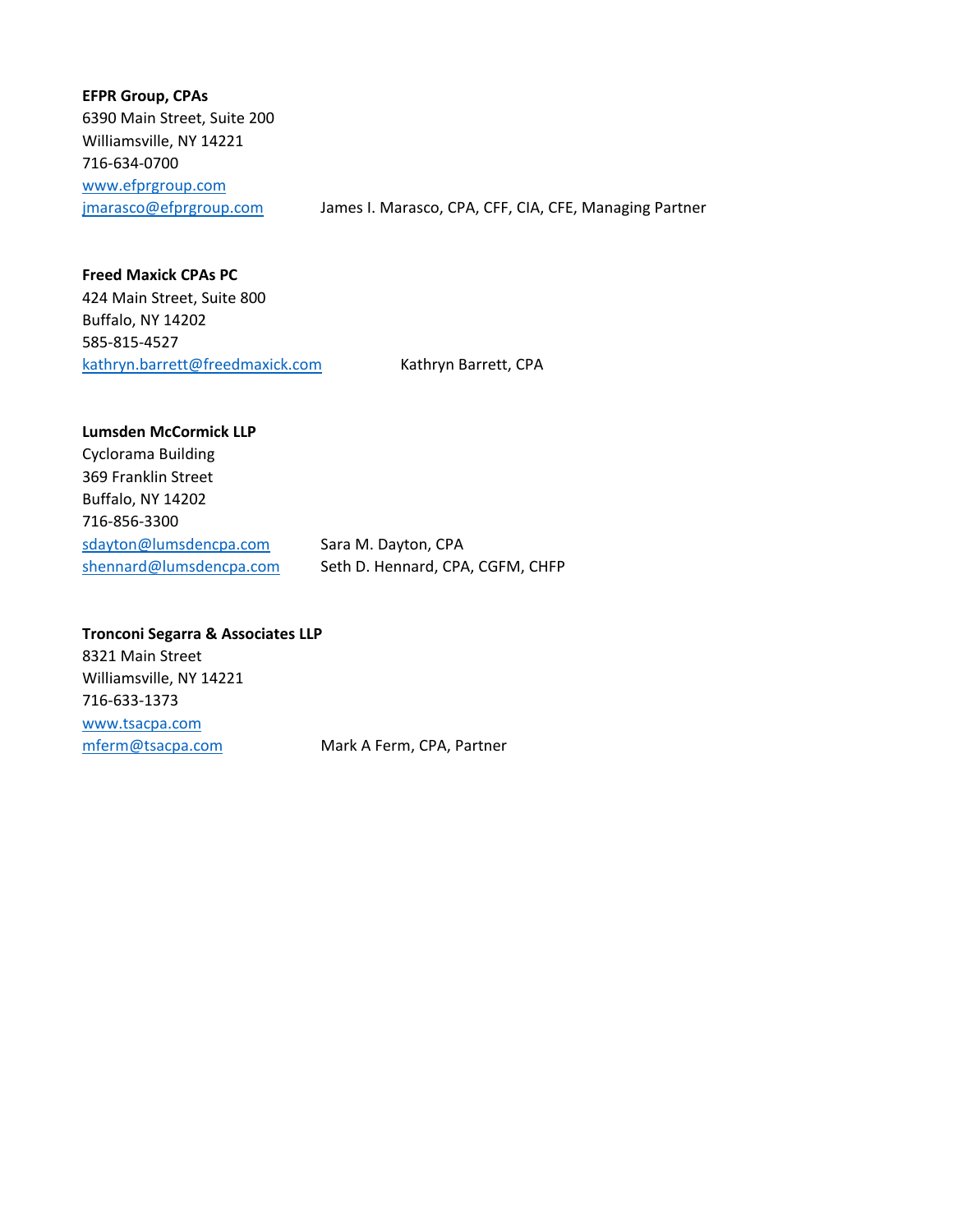**EFPR Group, CPAs**
6390 Main Street, Suite 200
Williamsville, NY 14221
716-634-0700
www.efprgroup.com
jmarasco@efprgroup.com James I. Marasco, CPA, CFF, CIA, CFE, Managing Partner

**Freed Maxick CPAs PC**
424 Main Street, Suite 800
Buffalo, NY 14202
585-815-4527
kathryn.barrett@freedmaxick.com Kathryn Barrett, CPA

**Lumsden McCormick LLP**
Cyclorama Building
369 Franklin Street
Buffalo, NY 14202
716-856-3300
sdayton@lumsdencpa.com Sara M. Dayton, CPA
shennard@lumsdencpa.com Seth D. Hennard, CPA, CGFM, CHFP

**Tronconi Segarra & Associates LLP**
8321 Main Street
Williamsville, NY 14221
716-633-1373
www.tsacpa.com
mferm@tsacpa.com Mark A Ferm, CPA, Partner